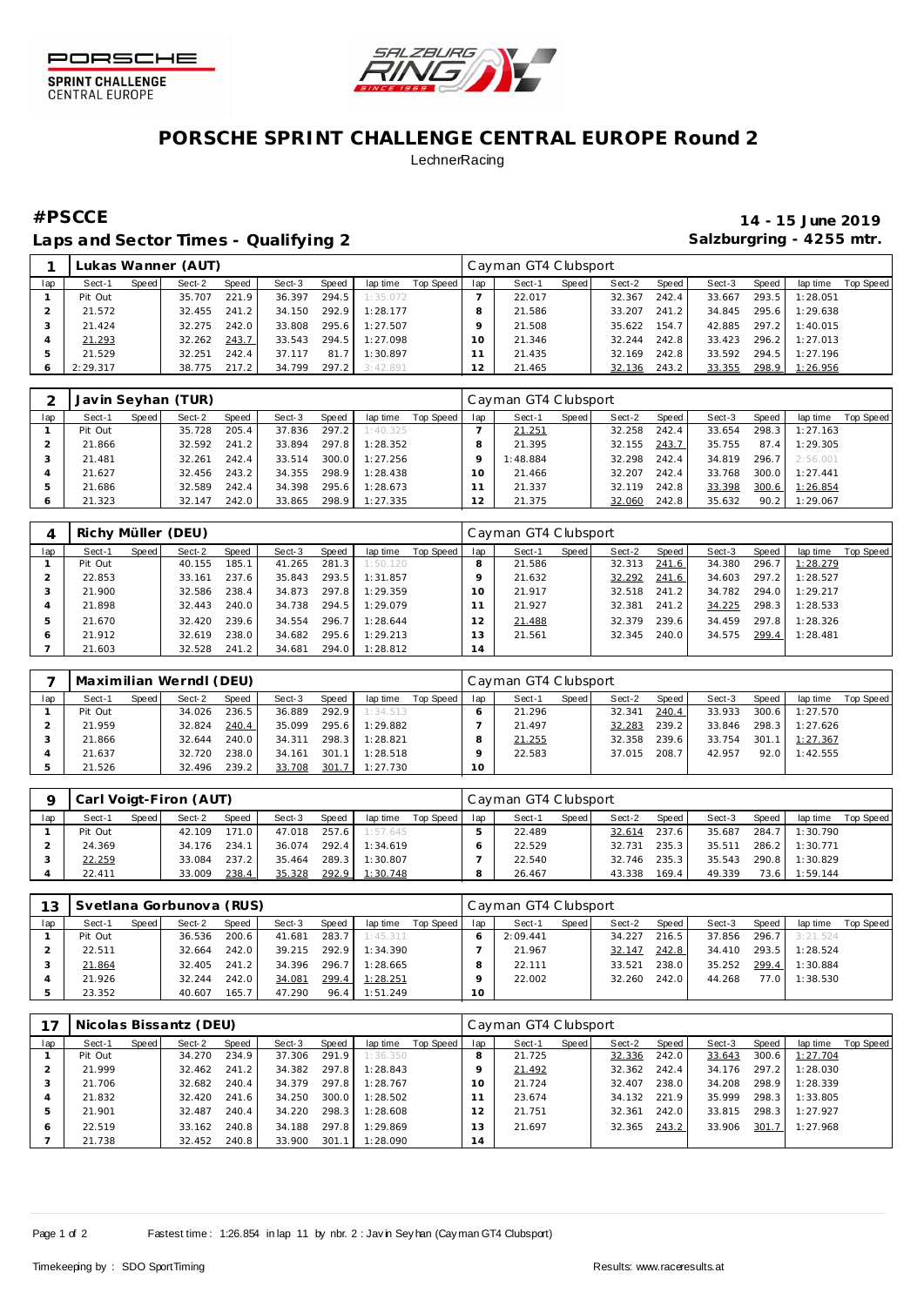PORSCHE SPRINT CHALLENGE CENTRAL EUROPE

# PORSCHE SPRINT CHALLENGE CENTRAL EUROPE Round 2

LechnerRacing

## #PSCCE

**14 - 15 June 2019**

## Laps and Sector Times - Qualifying 2

**Salzburgring - 4255 mtr.**

| 1 | Lukas Wanner (AUT) | | | | | | | | Cayman GT4 Clubsport | | | | | | | | |
|---|---|---|---|---|---|---|---|---|---|---|---|---|---|---|---|---|---|
| lap | Sect-1 | Speed | Sect-2 | Speed | Sect-3 | Speed | lap time | Top Speed | lap | Sect-1 | Speed | Sect-2 | Speed | Sect-3 | Speed | lap time | Top Speed |
| 1 | Pit Out | | 35.707 | 221.9 | 36.397 | 294.5 | 1:35.072 | | 7 | 22.017 | | 32.367 | 242.4 | 33.667 | 293.5 | 1:28.051 | |
| 2 | 21.572 | | 32.455 | 241.2 | 34.150 | 292.9 | 1:28.177 | | 8 | 21.586 | | 33.207 | 241.2 | 34.845 | 295.6 | 1:29.638 | |
| 3 | 21.424 | | 32.275 | 242.0 | 33.808 | 295.6 | 1:27.507 | | 9 | 21.508 | | 35.622 | 154.7 | 42.885 | 297.2 | 1:40.015 | |
| 4 | 21.293 | | 32.262 | 243.7 | 33.543 | 294.5 | 1:27.098 | | 10 | 21.346 | | 32.244 | 242.8 | 33.423 | 296.2 | 1:27.013 | |
| 5 | 21.529 | | 32.251 | 242.4 | 37.117 | 81.7 | 1:30.897 | | 11 | 21.435 | | 32.169 | 242.8 | 33.592 | 294.5 | 1:27.196 | |
| 6 | 2:29.317 | | 38.775 | 217.2 | 34.799 | 297.2 | 3:42.891 | | 12 | 21.465 | | 32.136 | 243.2 | 33.355 | 298.9 | 1:26.956 | |

| 2 | Javin Seyhan (TUR) | | | | | | | | Cayman GT4 Clubsport | | | | | | | | |
|---|---|---|---|---|---|---|---|---|---|---|---|---|---|---|---|---|---|
| lap | Sect-1 | Speed | Sect-2 | Speed | Sect-3 | Speed | lap time | Top Speed | lap | Sect-1 | Speed | Sect-2 | Speed | Sect-3 | Speed | lap time | Top Speed |
| 1 | Pit Out | | 35.728 | 205.4 | 37.836 | 297.2 | 1:40.325 | | 7 | 21.251 | | 32.258 | 242.4 | 33.654 | 298.3 | 1:27.163 | |
| 2 | 21.866 | | 32.592 | 241.2 | 33.894 | 297.8 | 1:28.352 | | 8 | 21.395 | | 32.155 | 243.7 | 35.755 | 87.4 | 1:29.305 | |
| 3 | 21.481 | | 32.261 | 242.4 | 33.514 | 300.0 | 1:27.256 | | 9 | 1:48.884 | | 32.298 | 242.4 | 34.819 | 296.7 | 2:56.001 | |
| 4 | 21.627 | | 32.456 | 243.2 | 34.355 | 298.9 | 1:28.438 | | 10 | 21.466 | | 32.207 | 242.4 | 33.768 | 300.0 | 1:27.441 | |
| 5 | 21.686 | | 32.589 | 242.4 | 34.398 | 295.6 | 1:28.673 | | 11 | 21.337 | | 32.119 | 242.8 | 33.398 | 300.6 | 1:26.854 | |
| 6 | 21.323 | | 32.147 | 242.0 | 33.865 | 298.9 | 1:27.335 | | 12 | 21.375 | | 32.060 | 242.8 | 35.632 | 90.2 | 1:29.067 | |

| 4 | Richy Müller (DEU) | | | | | | | | Cayman GT4 Clubsport | | | | | | | | |
|---|---|---|---|---|---|---|---|---|---|---|---|---|---|---|---|---|---|
| lap | Sect-1 | Speed | Sect-2 | Speed | Sect-3 | Speed | lap time | Top Speed | lap | Sect-1 | Speed | Sect-2 | Speed | Sect-3 | Speed | lap time | Top Speed |
| 1 | Pit Out | | 40.155 | 185.1 | 41.265 | 281.3 | 1:50.120 | | 8 | 21.586 | | 32.313 | 241.6 | 34.380 | 296.7 | 1:28.279 | |
| 2 | 22.853 | | 33.161 | 237.6 | 35.843 | 293.5 | 1:31.857 | | 9 | 21.632 | | 32.292 | 241.6 | 34.603 | 297.2 | 1:28.527 | |
| 3 | 21.900 | | 32.586 | 238.4 | 34.873 | 297.8 | 1:29.359 | | 10 | 21.917 | | 32.518 | 241.2 | 34.782 | 294.0 | 1:29.217 | |
| 4 | 21.898 | | 32.443 | 240.0 | 34.738 | 294.5 | 1:29.079 | | 11 | 21.927 | | 32.381 | 241.2 | 34.225 | 298.3 | 1:28.533 | |
| 5 | 21.670 | | 32.420 | 239.6 | 34.554 | 296.7 | 1:28.644 | | 12 | 21.488 | | 32.379 | 239.6 | 34.459 | 297.8 | 1:28.326 | |
| 6 | 21.912 | | 32.619 | 238.0 | 34.682 | 295.6 | 1:29.213 | | 13 | 21.561 | | 32.345 | 240.0 | 34.575 | 299.4 | 1:28.481 | |
| 7 | 21.603 | | 32.528 | 241.2 | 34.681 | 294.0 | 1:28.812 | | 14 | | | | | | | | |

| 7 | Maximilian Werndl (DEU) | | | | | | | | Cayman GT4 Clubsport | | | | | | | | |
|---|---|---|---|---|---|---|---|---|---|---|---|---|---|---|---|---|---|
| lap | Sect-1 | Speed | Sect-2 | Speed | Sect-3 | Speed | lap time | Top Speed | lap | Sect-1 | Speed | Sect-2 | Speed | Sect-3 | Speed | lap time | Top Speed |
| 1 | Pit Out | | 34.026 | 236.5 | 36.889 | 292.9 | 1:34.513 | | 6 | 21.296 | | 32.341 | 240.4 | 33.933 | 300.6 | 1:27.570 | |
| 2 | 21.959 | | 32.824 | 240.4 | 35.099 | 295.6 | 1:29.882 | | 7 | 21.497 | | 32.283 | 239.2 | 33.846 | 298.3 | 1:27.626 | |
| 3 | 21.866 | | 32.644 | 240.0 | 34.311 | 298.3 | 1:28.821 | | 8 | 21.255 | | 32.358 | 239.6 | 33.754 | 301.1 | 1:27.367 | |
| 4 | 21.637 | | 32.720 | 238.0 | 34.161 | 301.1 | 1:28.518 | | 9 | 22.583 | | 37.015 | 208.7 | 42.957 | 92.0 | 1:42.555 | |
| 5 | 21.526 | | 32.496 | 239.2 | 33.708 | 301.7 | 1:27.730 | | 10 | | | | | | | | |

| 9 | Carl Voigt-Firon (AUT) | | | | | | | | Cayman GT4 Clubsport | | | | | | | | |
|---|---|---|---|---|---|---|---|---|---|---|---|---|---|---|---|---|---|
| lap | Sect-1 | Speed | Sect-2 | Speed | Sect-3 | Speed | lap time | Top Speed | lap | Sect-1 | Speed | Sect-2 | Speed | Sect-3 | Speed | lap time | Top Speed |
| 1 | Pit Out | | 42.109 | 171.0 | 47.018 | 257.6 | 1:57.645 | | 5 | 22.489 | | 32.614 | 237.6 | 35.687 | 284.7 | 1:30.790 | |
| 2 | 24.369 | | 34.176 | 234.1 | 36.074 | 292.4 | 1:34.619 | | 6 | 22.529 | | 32.731 | 235.3 | 35.511 | 286.2 | 1:30.771 | |
| 3 | 22.259 | | 33.084 | 237.2 | 35.464 | 289.3 | 1:30.807 | | 7 | 22.540 | | 32.746 | 235.3 | 35.543 | 290.8 | 1:30.829 | |
| 4 | 22.411 | | 33.009 | 238.4 | 35.328 | 292.9 | 1:30.748 | | 8 | 26.467 | | 43.338 | 169.4 | 49.339 | 73.6 | 1:59.144 | |

| 13 | Svetlana Gorbunova (RUS) | | | | | | | | Cayman GT4 Clubsport | | | | | | | | |
|---|---|---|---|---|---|---|---|---|---|---|---|---|---|---|---|---|---|
| lap | Sect-1 | Speed | Sect-2 | Speed | Sect-3 | Speed | lap time | Top Speed | lap | Sect-1 | Speed | Sect-2 | Speed | Sect-3 | Speed | lap time | Top Speed |
| 1 | Pit Out | | 36.536 | 200.6 | 41.681 | 283.7 | 1:45.311 | | 6 | 2:09.441 | | 34.227 | 216.5 | 37.856 | 296.7 | 3:21.524 | |
| 2 | 22.511 | | 32.664 | 242.0 | 39.215 | 292.9 | 1:34.390 | | 7 | 21.967 | | 32.147 | 242.8 | 34.410 | 293.5 | 1:28.524 | |
| 3 | 21.864 | | 32.405 | 241.2 | 34.396 | 296.7 | 1:28.665 | | 8 | 22.111 | | 33.521 | 238.0 | 35.252 | 299.4 | 1:30.884 | |
| 4 | 21.926 | | 32.244 | 242.0 | 34.081 | 299.4 | 1:28.251 | | 9 | 22.002 | | 32.260 | 242.0 | 44.268 | 77.0 | 1:38.530 | |
| 5 | 23.352 | | 40.607 | 165.7 | 47.290 | 96.4 | 1:51.249 | | 10 | | | | | | | | |

| 17 | Nicolas Bissantz (DEU) | | | | | | | | Cayman GT4 Clubsport | | | | | | | | |
|---|---|---|---|---|---|---|---|---|---|---|---|---|---|---|---|---|---|
| lap | Sect-1 | Speed | Sect-2 | Speed | Sect-3 | Speed | lap time | Top Speed | lap | Sect-1 | Speed | Sect-2 | Speed | Sect-3 | Speed | lap time | Top Speed |
| 1 | Pit Out | | 34.270 | 234.9 | 37.306 | 291.9 | 1:36.350 | | 8 | 21.725 | | 32.336 | 242.0 | 33.643 | 300.6 | 1:27.704 | |
| 2 | 21.999 | | 32.462 | 241.2 | 34.382 | 297.8 | 1:28.843 | | 9 | 21.492 | | 32.362 | 242.4 | 34.176 | 297.2 | 1:28.030 | |
| 3 | 21.706 | | 32.682 | 240.4 | 34.379 | 297.8 | 1:28.767 | | 10 | 21.724 | | 32.407 | 238.0 | 34.208 | 298.9 | 1:28.339 | |
| 4 | 21.832 | | 32.420 | 241.6 | 34.250 | 300.0 | 1:28.502 | | 11 | 23.674 | | 34.132 | 221.9 | 35.999 | 298.3 | 1:33.805 | |
| 5 | 21.901 | | 32.487 | 240.4 | 34.220 | 298.3 | 1:28.608 | | 12 | 21.751 | | 32.361 | 242.0 | 33.815 | 298.3 | 1:27.927 | |
| 6 | 22.519 | | 33.162 | 240.8 | 34.188 | 297.8 | 1:29.869 | | 13 | 21.697 | | 32.365 | 243.2 | 33.906 | 301.7 | 1:27.968 | |
| 7 | 21.738 | | 32.452 | 240.8 | 33.900 | 301.1 | 1:28.090 | | 14 | | | | | | | | |

Fastest time : 1:26.854 in lap 11 by nbr. 2 : Javin Seyhan (Cayman GT4 Clubsport)

Timekeeping by : SDO SportTiming

Results: www.raceresults.at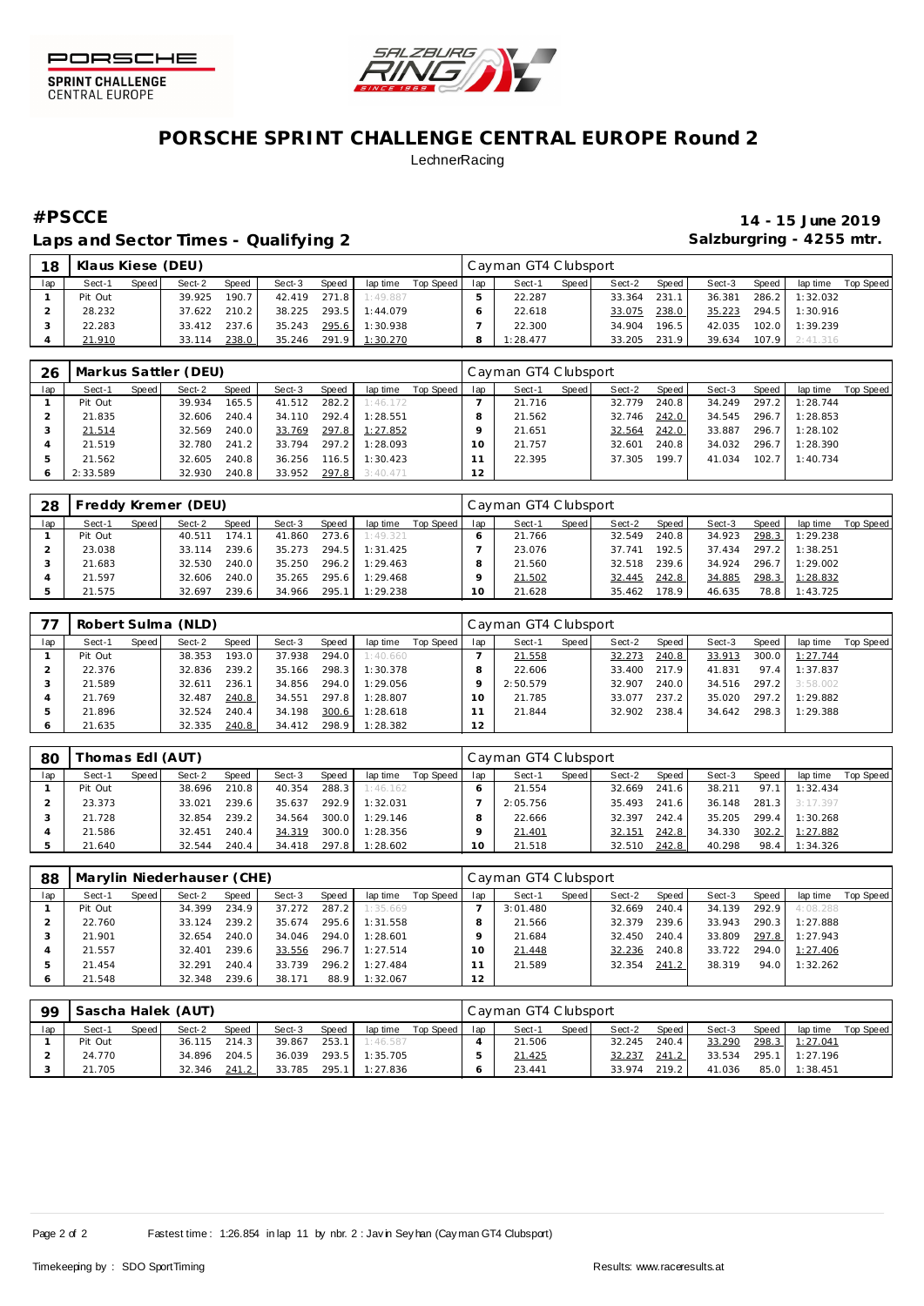# PORSCHE SPRINT CHALLENGE CENTRAL EUROPE Round 2

LechnerRacing

**#PSCCE** **14 - 15 June 2019**

**Laps and Sector Times - Qualifying 2** **Salzburgring - 4255 mtr.**

| 18 | Klaus Kiese (DEU) | | | | | | | | Cayman GT4 Clubsport | | | | | | | | |
|---|---|---|---|---|---|---|---|---|---|---|---|---|---|---|---|---|---|
| lap | Sect-1 | Speed | Sect-2 | Speed | Sect-3 | Speed | lap time | Top Speed | lap | Sect-1 | Speed | Sect-2 | Speed | Sect-3 | Speed | lap time | Top Speed |
| 1 | Pit Out | | 39.925 | 190.7 | 42.419 | 271.8 | 1:49.887 | | 5 | 22.287 | | 33.364 | 231.1 | 36.381 | 286.2 | 1:32.032 | |
| 2 | 28.232 | | 37.622 | 210.2 | 38.225 | 293.5 | 1:44.079 | | 6 | 22.618 | | 33.075 | 238.0 | 35.223 | 294.5 | 1:30.916 | |
| 3 | 22.283 | | 33.412 | 237.6 | 35.243 | 295.6 | 1:30.938 | | 7 | 22.300 | | 34.904 | 196.5 | 42.035 | 102.0 | 1:39.239 | |
| 4 | 21.910 | | 33.114 | 238.0 | 35.246 | 291.9 | 1:30.270 | | 8 | 1:28.477 | | 33.205 | 231.9 | 39.634 | 107.9 | 2:41.316 | |

| 26 | Markus Sattler (DEU) | | | | | | | | Cayman GT4 Clubsport | | | | | | | | |
|---|---|---|---|---|---|---|---|---|---|---|---|---|---|---|---|---|---|
| lap | Sect-1 | Speed | Sect-2 | Speed | Sect-3 | Speed | lap time | Top Speed | lap | Sect-1 | Speed | Sect-2 | Speed | Sect-3 | Speed | lap time | Top Speed |
| 1 | Pit Out | | 39.934 | 165.5 | 41.512 | 282.2 | 1:46.172 | | 7 | 21.716 | | 32.779 | 240.8 | 34.249 | 297.2 | 1:28.744 | |
| 2 | 21.835 | | 32.606 | 240.4 | 34.110 | 292.4 | 1:28.551 | | 8 | 21.562 | | 32.746 | 242.0 | 34.545 | 296.7 | 1:28.853 | |
| 3 | 21.514 | | 32.569 | 240.0 | 33.769 | 297.8 | 1:27.852 | | 9 | 21.651 | | 32.564 | 242.0 | 33.887 | 296.7 | 1:28.102 | |
| 4 | 21.519 | | 32.780 | 241.2 | 33.794 | 297.2 | 1:28.093 | | 10 | 21.757 | | 32.601 | 240.8 | 34.032 | 296.7 | 1:28.390 | |
| 5 | 21.562 | | 32.605 | 240.8 | 36.256 | 116.5 | 1:30.423 | | 11 | 22.395 | | 37.305 | 199.7 | 41.034 | 102.7 | 1:40.734 | |
| 6 | 2:33.589 | | 32.930 | 240.8 | 33.952 | 297.8 | 3:40.471 | | 12 | | | | | | | | |

| 28 | Freddy Kremer (DEU) | | | | | | | | Cayman GT4 Clubsport | | | | | | | | |
|---|---|---|---|---|---|---|---|---|---|---|---|---|---|---|---|---|---|
| lap | Sect-1 | Speed | Sect-2 | Speed | Sect-3 | Speed | lap time | Top Speed | lap | Sect-1 | Speed | Sect-2 | Speed | Sect-3 | Speed | lap time | Top Speed |
| 1 | Pit Out | | 40.511 | 174.1 | 41.860 | 273.6 | 1:49.321 | | 6 | 21.766 | | 32.549 | 240.8 | 34.923 | 298.3 | 1:29.238 | |
| 2 | 23.038 | | 33.114 | 239.6 | 35.273 | 294.5 | 1:31.425 | | 7 | 23.076 | | 37.741 | 192.5 | 37.434 | 297.2 | 1:38.251 | |
| 3 | 21.683 | | 32.530 | 240.0 | 35.250 | 296.2 | 1:29.463 | | 8 | 21.560 | | 32.518 | 239.6 | 34.924 | 296.7 | 1:29.002 | |
| 4 | 21.597 | | 32.606 | 240.0 | 35.265 | 295.6 | 1:29.468 | | 9 | 21.502 | | 32.445 | 242.8 | 34.885 | 298.3 | 1:28.832 | |
| 5 | 21.575 | | 32.697 | 239.6 | 34.966 | 295.1 | 1:29.238 | | 10 | 21.628 | | 35.462 | 178.9 | 46.635 | 78.8 | 1:43.725 | |

| 77 | Robert Sulma (NLD) | | | | | | | | Cayman GT4 Clubsport | | | | | | | | |
|---|---|---|---|---|---|---|---|---|---|---|---|---|---|---|---|---|---|
| lap | Sect-1 | Speed | Sect-2 | Speed | Sect-3 | Speed | lap time | Top Speed | lap | Sect-1 | Speed | Sect-2 | Speed | Sect-3 | Speed | lap time | Top Speed |
| 1 | Pit Out | | 38.353 | 193.0 | 37.938 | 294.0 | 1:40.660 | | 7 | 21.558 | | 32.273 | 240.8 | 33.913 | 300.0 | 1:27.744 | |
| 2 | 22.376 | | 32.836 | 239.2 | 35.166 | 298.3 | 1:30.378 | | 8 | 22.606 | | 33.400 | 217.9 | 41.831 | 97.4 | 1:37.837 | |
| 3 | 21.589 | | 32.611 | 236.1 | 34.856 | 294.0 | 1:29.056 | | 9 | 2:50.579 | | 32.907 | 240.0 | 34.516 | 297.2 | 3:58.002 | |
| 4 | 21.769 | | 32.487 | 240.8 | 34.551 | 297.8 | 1:28.807 | | 10 | 21.785 | | 33.077 | 237.2 | 35.020 | 297.2 | 1:29.882 | |
| 5 | 21.896 | | 32.524 | 240.4 | 34.198 | 300.6 | 1:28.618 | | 11 | 21.844 | | 32.902 | 238.4 | 34.642 | 298.3 | 1:29.388 | |
| 6 | 21.635 | | 32.335 | 240.8 | 34.412 | 298.9 | 1:28.382 | | 12 | | | | | | | | |

| 80 | Thomas Edl (AUT) | | | | | | | | Cayman GT4 Clubsport | | | | | | | | |
|---|---|---|---|---|---|---|---|---|---|---|---|---|---|---|---|---|---|
| lap | Sect-1 | Speed | Sect-2 | Speed | Sect-3 | Speed | lap time | Top Speed | lap | Sect-1 | Speed | Sect-2 | Speed | Sect-3 | Speed | lap time | Top Speed |
| 1 | Pit Out | | 38.696 | 210.8 | 40.354 | 288.3 | 1:46.162 | | 6 | 21.554 | | 32.669 | 241.6 | 38.211 | 97.1 | 1:32.434 | |
| 2 | 23.373 | | 33.021 | 239.6 | 35.637 | 292.9 | 1:32.031 | | 7 | 2:05.756 | | 35.493 | 241.6 | 36.148 | 281.3 | 3:17.397 | |
| 3 | 21.728 | | 32.854 | 239.2 | 34.564 | 300.0 | 1:29.146 | | 8 | 22.666 | | 32.397 | 242.4 | 35.205 | 299.4 | 1:30.268 | |
| 4 | 21.586 | | 32.451 | 240.4 | 34.319 | 300.0 | 1:28.356 | | 9 | 21.401 | | 32.151 | 242.8 | 34.330 | 302.2 | 1:27.882 | |
| 5 | 21.640 | | 32.544 | 240.4 | 34.418 | 297.8 | 1:28.602 | | 10 | 21.518 | | 32.510 | 242.8 | 40.298 | 98.4 | 1:34.326 | |

| 88 | Marylin Niederhauser (CHE) | | | | | | | | Cayman GT4 Clubsport | | | | | | | | |
|---|---|---|---|---|---|---|---|---|---|---|---|---|---|---|---|---|---|
| lap | Sect-1 | Speed | Sect-2 | Speed | Sect-3 | Speed | lap time | Top Speed | lap | Sect-1 | Speed | Sect-2 | Speed | Sect-3 | Speed | lap time | Top Speed |
| 1 | Pit Out | | 34.399 | 234.9 | 37.272 | 287.2 | 1:35.669 | | 7 | 3:01.480 | | 32.669 | 240.4 | 34.139 | 292.9 | 4:08.288 | |
| 2 | 22.760 | | 33.124 | 239.2 | 35.674 | 295.6 | 1:31.558 | | 8 | 21.566 | | 32.379 | 239.6 | 33.943 | 290.3 | 1:27.888 | |
| 3 | 21.901 | | 32.654 | 240.0 | 34.046 | 294.0 | 1:28.601 | | 9 | 21.684 | | 32.450 | 240.4 | 33.809 | 297.8 | 1:27.943 | |
| 4 | 21.557 | | 32.401 | 239.6 | 33.556 | 296.7 | 1:27.514 | | 10 | 21.448 | | 32.236 | 240.8 | 33.722 | 294.0 | 1:27.406 | |
| 5 | 21.454 | | 32.291 | 240.4 | 33.739 | 296.2 | 1:27.484 | | 11 | 21.589 | | 32.354 | 241.2 | 38.319 | 94.0 | 1:32.262 | |
| 6 | 21.548 | | 32.348 | 239.6 | 38.171 | 88.9 | 1:32.067 | | 12 | | | | | | | | |

| 99 | Sascha Halek (AUT) | | | | | | | | Cayman GT4 Clubsport | | | | | | | | |
|---|---|---|---|---|---|---|---|---|---|---|---|---|---|---|---|---|---|
| lap | Sect-1 | Speed | Sect-2 | Speed | Sect-3 | Speed | lap time | Top Speed | lap | Sect-1 | Speed | Sect-2 | Speed | Sect-3 | Speed | lap time | Top Speed |
| 1 | Pit Out | | 36.115 | 214.3 | 39.867 | 253.1 | 1:46.587 | | 4 | 21.506 | | 32.245 | 240.4 | 33.290 | 298.3 | 1:27.041 | |
| 2 | 24.770 | | 34.896 | 204.5 | 36.039 | 293.5 | 1:35.705 | | 5 | 21.425 | | 32.237 | 241.2 | 33.534 | 295.1 | 1:27.196 | |
| 3 | 21.705 | | 32.346 | 241.2 | 33.785 | 295.1 | 1:27.836 | | 6 | 23.441 | | 33.974 | 219.2 | 41.036 | 85.0 | 1:38.451 | |

Fastest time : 1:26.854 in lap 11 by nbr. 2 : Javin Seyhan (Cayman GT4 Clubsport)

Timekeeping by : SDO SportTiming

Results: www.raceresults.at